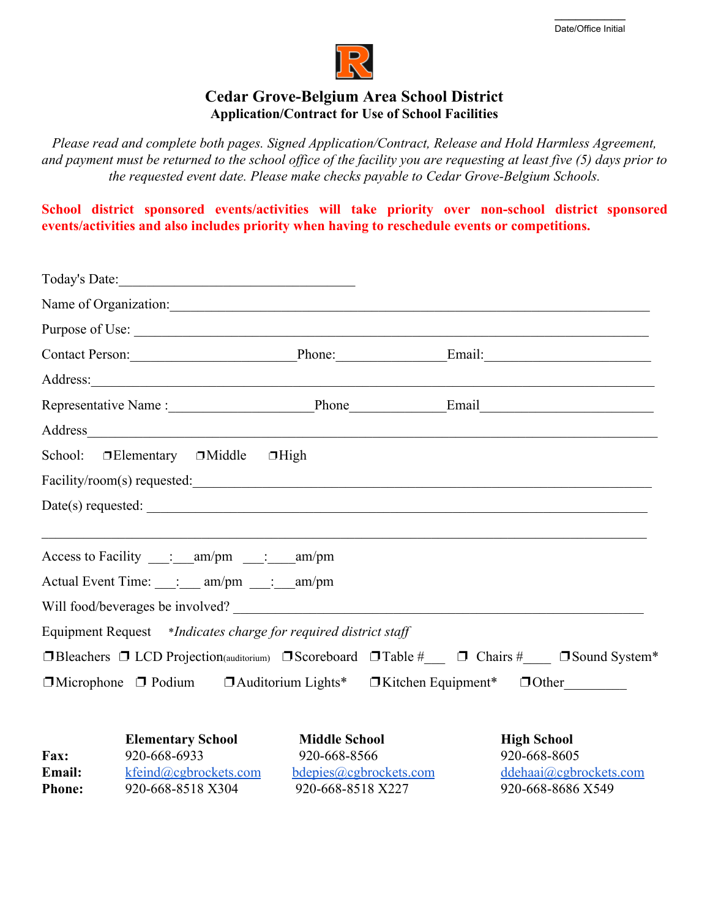Date/Office Initial

# Cedar Grove-Belgium Area School District

## Application/Contract for Use of School Facilities

*Please read and complete both pages. Signed Application/Contract, Release and Hold Harmless Agreement, and payment must be returned to the school office of the facility you are requesting at least five (5) days prior to the requested event date. Please make checks payable to Cedar Grove-Belgium Schools.*

**School district sponsored events/activities will take priority over non-school district sponsored events/activities and also includes priority when having to reschedule events or competitions.**

Today's Date:___________________________________

Name of Organization:_______________________________________________________________________

Purpose of Use: ____________________________________________________________________________

Contact Person:________________________Phone:________________Email:________________________

Address:___________________________________________________________________________________

Representative Name :_____________________Phone______________Email_________________________

Address____________________________________________________________________________________

School: ❒Elementary ❒Middle ❒High

Facility/room(s) requested:___________________________________________________________________

Date(s) requested: __________________________________________________________________________

___________________________________________________________________________________________

Access to Facility ___:___am/pm ___:____am/pm

Actual Event Time: ___:___ am/pm ___:___am/pm

Will food/beverages be involved? ______________________________________________________________

Equipment Request *\*Indicates charge for required district staff*

❒Bleachers ❒ LCD Projection(auditorium) ❒Scoreboard ❒Table #___ ❒ Chairs #____ ❒Sound System*

❒Microphone ❒ Podium ❒Auditorium Lights* ❒Kitchen Equipment* ❒Other_________

| | **Elementary School** | **Middle School** | **High School** |
|---|---|---|---|
| **Fax:** | 920-668-6933 | 920-668-8566 | 920-668-8605 |
| **Email:** | kfeind@cgbrockets.com | bdepies@cgbrockets.com | ddehaai@cgbrockets.com |
| **Phone:** | 920-668-8518 X304 | 920-668-8518 X227 | 920-668-8686 X549 |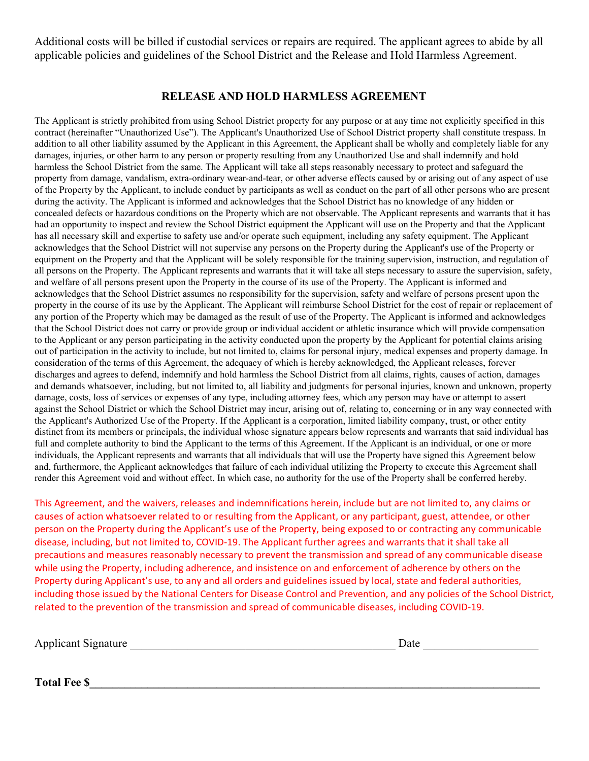Additional costs will be billed if custodial services or repairs are required. The applicant agrees to abide by all applicable policies and guidelines of the School District and the Release and Hold Harmless Agreement.

## RELEASE AND HOLD HARMLESS AGREEMENT

The Applicant is strictly prohibited from using School District property for any purpose or at any time not explicitly specified in this contract (hereinafter "Unauthorized Use"). The Applicant's Unauthorized Use of School District property shall constitute trespass. In addition to all other liability assumed by the Applicant in this Agreement, the Applicant shall be wholly and completely liable for any damages, injuries, or other harm to any person or property resulting from any Unauthorized Use and shall indemnify and hold harmless the School District from the same. The Applicant will take all steps reasonably necessary to protect and safeguard the property from damage, vandalism, extra-ordinary wear-and-tear, or other adverse effects caused by or arising out of any aspect of use of the Property by the Applicant, to include conduct by participants as well as conduct on the part of all other persons who are present during the activity. The Applicant is informed and acknowledges that the School District has no knowledge of any hidden or concealed defects or hazardous conditions on the Property which are not observable. The Applicant represents and warrants that it has had an opportunity to inspect and review the School District equipment the Applicant will use on the Property and that the Applicant has all necessary skill and expertise to safety use and/or operate such equipment, including any safety equipment. The Applicant acknowledges that the School District will not supervise any persons on the Property during the Applicant's use of the Property or equipment on the Property and that the Applicant will be solely responsible for the training supervision, instruction, and regulation of all persons on the Property. The Applicant represents and warrants that it will take all steps necessary to assure the supervision, safety, and welfare of all persons present upon the Property in the course of its use of the Property. The Applicant is informed and acknowledges that the School District assumes no responsibility for the supervision, safety and welfare of persons present upon the property in the course of its use by the Applicant. The Applicant will reimburse School District for the cost of repair or replacement of any portion of the Property which may be damaged as the result of use of the Property. The Applicant is informed and acknowledges that the School District does not carry or provide group or individual accident or athletic insurance which will provide compensation to the Applicant or any person participating in the activity conducted upon the property by the Applicant for potential claims arising out of participation in the activity to include, but not limited to, claims for personal injury, medical expenses and property damage. In consideration of the terms of this Agreement, the adequacy of which is hereby acknowledged, the Applicant releases, forever discharges and agrees to defend, indemnify and hold harmless the School District from all claims, rights, causes of action, damages and demands whatsoever, including, but not limited to, all liability and judgments for personal injuries, known and unknown, property damage, costs, loss of services or expenses of any type, including attorney fees, which any person may have or attempt to assert against the School District or which the School District may incur, arising out of, relating to, concerning or in any way connected with the Applicant's Authorized Use of the Property. If the Applicant is a corporation, limited liability company, trust, or other entity distinct from its members or principals, the individual whose signature appears below represents and warrants that said individual has full and complete authority to bind the Applicant to the terms of this Agreement. If the Applicant is an individual, or one or more individuals, the Applicant represents and warrants that all individuals that will use the Property have signed this Agreement below and, furthermore, the Applicant acknowledges that failure of each individual utilizing the Property to execute this Agreement shall render this Agreement void and without effect. In which case, no authority for the use of the Property shall be conferred hereby.

This Agreement, and the waivers, releases and indemnifications herein, include but are not limited to, any claims or causes of action whatsoever related to or resulting from the Applicant, or any participant, guest, attendee, or other person on the Property during the Applicant's use of the Property, being exposed to or contracting any communicable disease, including, but not limited to, COVID-19. The Applicant further agrees and warrants that it shall take all precautions and measures reasonably necessary to prevent the transmission and spread of any communicable disease while using the Property, including adherence, and insistence on and enforcement of adherence by others on the Property during Applicant's use, to any and all orders and guidelines issued by local, state and federal authorities, including those issued by the National Centers for Disease Control and Prevention, and any policies of the School District, related to the prevention of the transmission and spread of communicable diseases, including COVID-19.

Applicant Signature ______________________________________________ Date ___________________

**Total Fee $**_______________________________________________________________________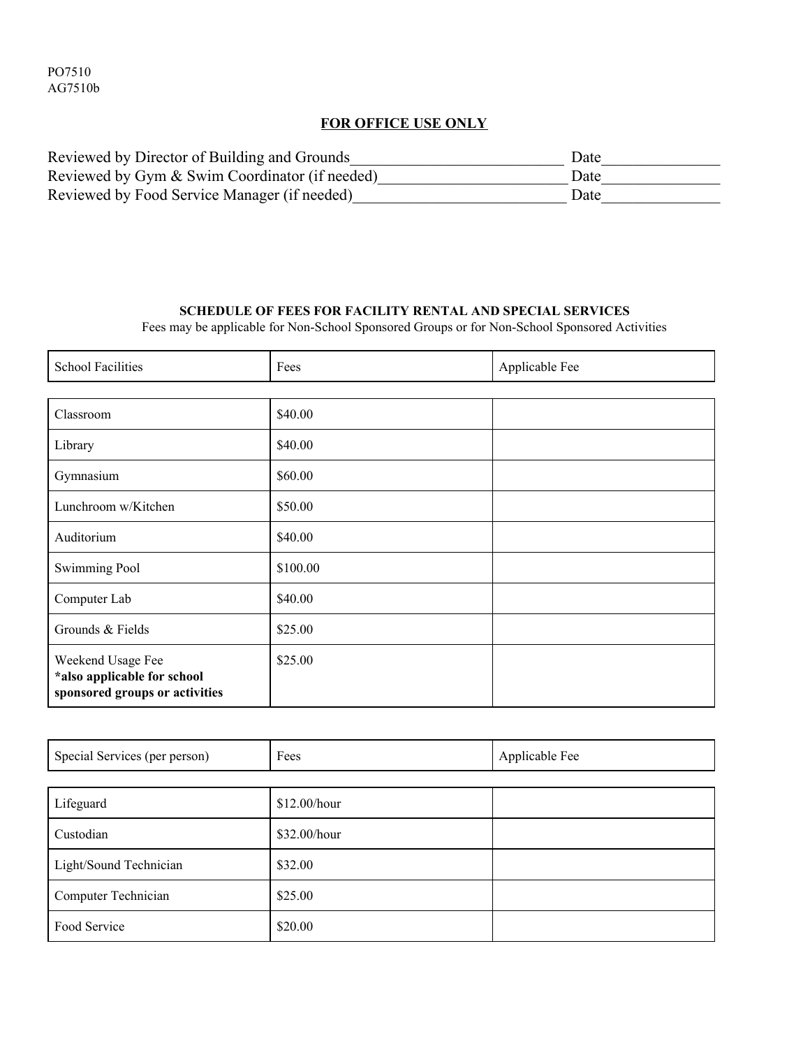PO7510
AG7510b

**FOR OFFICE USE ONLY**

Reviewed by Director of Building and Grounds____________________________ Date_______________
Reviewed by Gym & Swim Coordinator (if needed)________________________ Date_______________
Reviewed by Food Service Manager (if needed)___________________________ Date_______________

**SCHEDULE OF FEES FOR FACILITY RENTAL AND SPECIAL SERVICES**

Fees may be applicable for Non-School Sponsored Groups or for Non-School Sponsored Activities

| School Facilities | Fees | Applicable Fee |
|---|---|---|
| Classroom | $40.00 | |
| Library | $40.00 | |
| Gymnasium | $60.00 | |
| Lunchroom w/Kitchen | $50.00 | |
| Auditorium | $40.00 | |
| Swimming Pool | $100.00 | |
| Computer Lab | $40.00 | |
| Grounds & Fields | $25.00 | |
| Weekend Usage Fee **\*also applicable for school sponsored groups or activities** | $25.00 | |

| Special Services (per person) | Fees | Applicable Fee |
|---|---|---|
| Lifeguard | $12.00/hour | |
| Custodian | $32.00/hour | |
| Light/Sound Technician | $32.00 | |
| Computer Technician | $25.00 | |
| Food Service | $20.00 | |